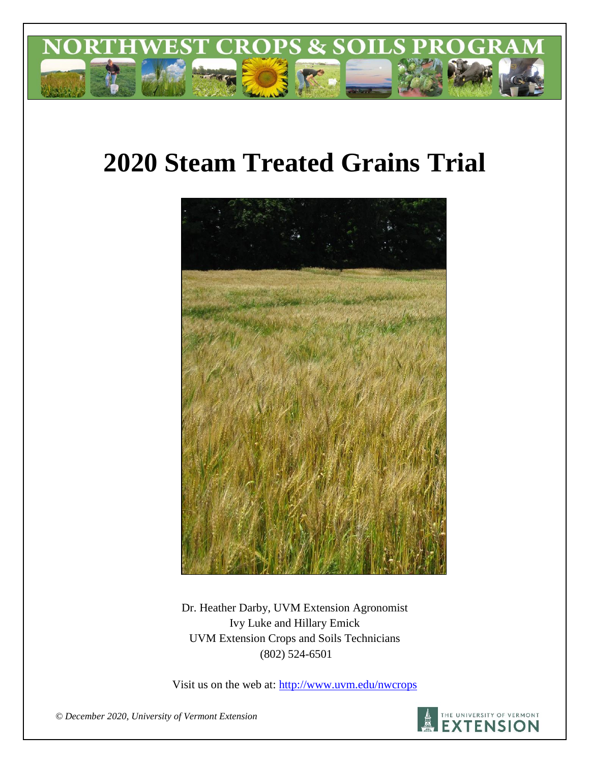# NORTHWEST CROPS & SOILS PROGRAM

# 2020 Steam Treated Grains Trial

Dr. Heather Darby, UVM Extension Agronomist
Ivy Luke and Hillary Emick
UVM Extension Crops and Soils Technicians
(802) 524-6501

Visit us on the web at: http://www.uvm.edu/nwcrops

*© December 2020, University of Vermont Extension*

THE UNIVERSITY OF VERMONT EXTENSION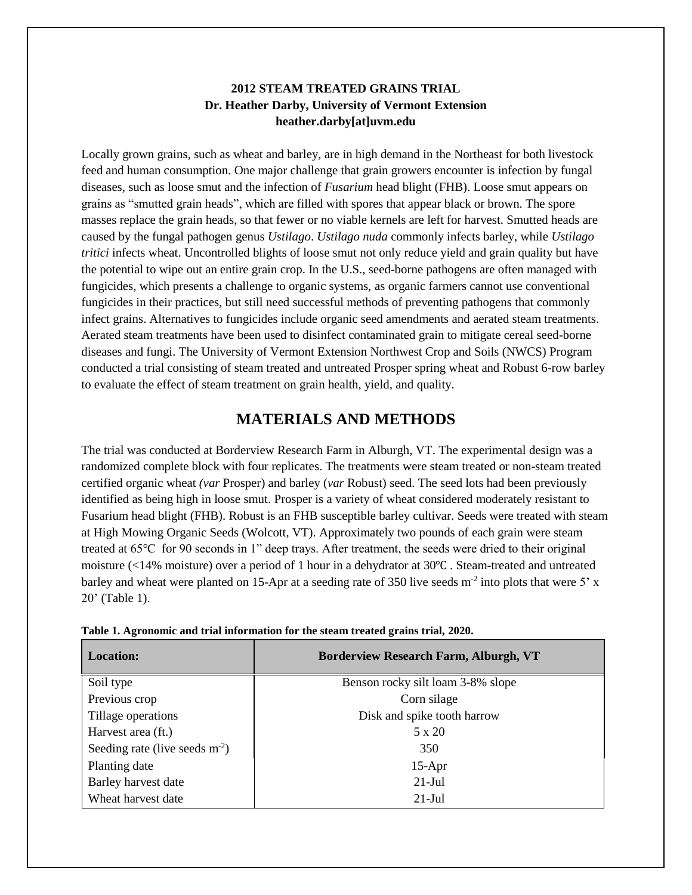**2012 STEAM TREATED GRAINS TRIAL**
**Dr. Heather Darby, University of Vermont Extension**
**heather.darby[at]uvm.edu**

Locally grown grains, such as wheat and barley, are in high demand in the Northeast for both livestock feed and human consumption. One major challenge that grain growers encounter is infection by fungal diseases, such as loose smut and the infection of *Fusarium* head blight (FHB). Loose smut appears on grains as "smutted grain heads", which are filled with spores that appear black or brown. The spore masses replace the grain heads, so that fewer or no viable kernels are left for harvest. Smutted heads are caused by the fungal pathogen genus *Ustilago*. *Ustilago nuda* commonly infects barley, while *Ustilago tritici* infects wheat. Uncontrolled blights of loose smut not only reduce yield and grain quality but have the potential to wipe out an entire grain crop. In the U.S., seed-borne pathogens are often managed with fungicides, which presents a challenge to organic systems, as organic farmers cannot use conventional fungicides in their practices, but still need successful methods of preventing pathogens that commonly infect grains. Alternatives to fungicides include organic seed amendments and aerated steam treatments. Aerated steam treatments have been used to disinfect contaminated grain to mitigate cereal seed-borne diseases and fungi. The University of Vermont Extension Northwest Crop and Soils (NWCS) Program conducted a trial consisting of steam treated and untreated Prosper spring wheat and Robust 6-row barley to evaluate the effect of steam treatment on grain health, yield, and quality.

## MATERIALS AND METHODS

The trial was conducted at Borderview Research Farm in Alburgh, VT. The experimental design was a randomized complete block with four replicates. The treatments were steam treated or non-steam treated certified organic wheat *(var* Prosper) and barley (*var* Robust) seed. The seed lots had been previously identified as being high in loose smut. Prosper is a variety of wheat considered moderately resistant to Fusarium head blight (FHB). Robust is an FHB susceptible barley cultivar. Seeds were treated with steam at High Mowing Organic Seeds (Wolcott, VT). Approximately two pounds of each grain were steam treated at 65°C for 90 seconds in 1" deep trays. After treatment, the seeds were dried to their original moisture (<14% moisture) over a period of 1 hour in a dehydrator at 30℃ . Steam-treated and untreated barley and wheat were planted on 15-Apr at a seeding rate of 350 live seeds $m^{-2}$ into plots that were 5' x 20' (Table 1).

**Table 1. Agronomic and trial information for the steam treated grains trial, 2020.**

| Location: | Borderview Research Farm, Alburgh, VT |
|---|---|
| Soil type | Benson rocky silt loam 3-8% slope |
| Previous crop | Corn silage |
| Tillage operations | Disk and spike tooth harrow |
| Harvest area (ft.) | 5 x 20 |
| Seeding rate (live seeds $m^{-2}$) | 350 |
| Planting date | 15-Apr |
| Barley harvest date | 21-Jul |
| Wheat harvest date | 21-Jul |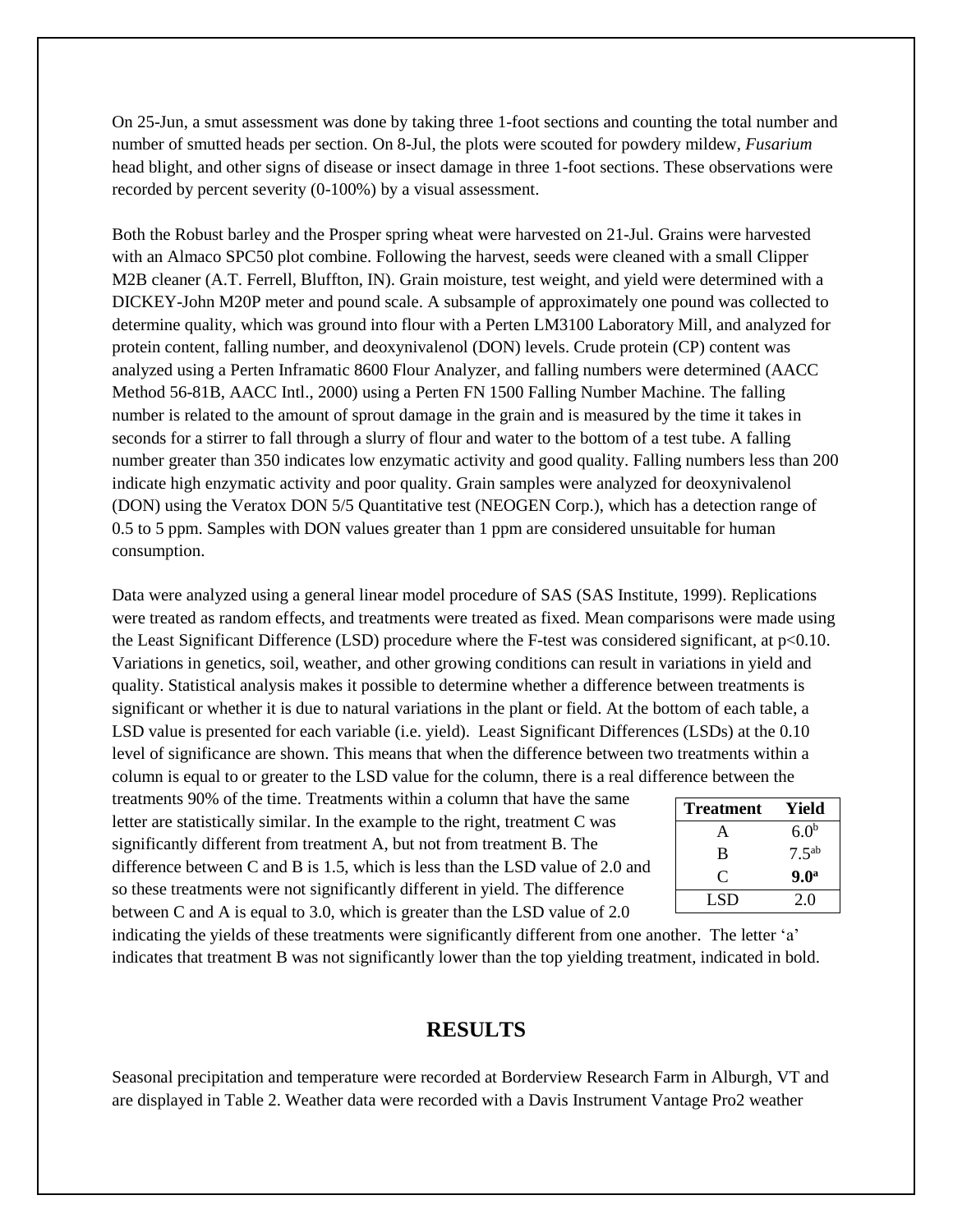On 25-Jun, a smut assessment was done by taking three 1-foot sections and counting the total number and number of smutted heads per section. On 8-Jul, the plots were scouted for powdery mildew, *Fusarium* head blight, and other signs of disease or insect damage in three 1-foot sections. These observations were recorded by percent severity (0-100%) by a visual assessment.

Both the Robust barley and the Prosper spring wheat were harvested on 21-Jul. Grains were harvested with an Almaco SPC50 plot combine. Following the harvest, seeds were cleaned with a small Clipper M2B cleaner (A.T. Ferrell, Bluffton, IN). Grain moisture, test weight, and yield were determined with a DICKEY-John M20P meter and pound scale. A subsample of approximately one pound was collected to determine quality, which was ground into flour with a Perten LM3100 Laboratory Mill, and analyzed for protein content, falling number, and deoxynivalenol (DON) levels. Crude protein (CP) content was analyzed using a Perten Inframatic 8600 Flour Analyzer, and falling numbers were determined (AACC Method 56-81B, AACC Intl., 2000) using a Perten FN 1500 Falling Number Machine. The falling number is related to the amount of sprout damage in the grain and is measured by the time it takes in seconds for a stirrer to fall through a slurry of flour and water to the bottom of a test tube. A falling number greater than 350 indicates low enzymatic activity and good quality. Falling numbers less than 200 indicate high enzymatic activity and poor quality. Grain samples were analyzed for deoxynivalenol (DON) using the Veratox DON 5/5 Quantitative test (NEOGEN Corp.), which has a detection range of 0.5 to 5 ppm. Samples with DON values greater than 1 ppm are considered unsuitable for human consumption.

Data were analyzed using a general linear model procedure of SAS (SAS Institute, 1999). Replications were treated as random effects, and treatments were treated as fixed. Mean comparisons were made using the Least Significant Difference (LSD) procedure where the F-test was considered significant, at $p<0.10$. Variations in genetics, soil, weather, and other growing conditions can result in variations in yield and quality. Statistical analysis makes it possible to determine whether a difference between treatments is significant or whether it is due to natural variations in the plant or field. At the bottom of each table, a LSD value is presented for each variable (i.e. yield). Least Significant Differences (LSDs) at the 0.10 level of significance are shown. This means that when the difference between two treatments within a column is equal to or greater to the LSD value for the column, there is a real difference between the treatments 90% of the time. Treatments within a column that have the same letter are statistically similar. In the example to the right, treatment C was significantly different from treatment A, but not from treatment B. The difference between C and B is 1.5, which is less than the LSD value of 2.0 and so these treatments were not significantly different in yield. The difference between C and A is equal to 3.0, which is greater than the LSD value of 2.0 indicating the yields of these treatments were significantly different from one another. The letter 'a' indicates that treatment B was not significantly lower than the top yielding treatment, indicated in bold.

| Treatment | Yield |
|---|---|
| A | 6.0[b] |
| B | 7.5[ab] |
| C | **9.0[a]** |
| LSD | 2.0 |

## RESULTS

Seasonal precipitation and temperature were recorded at Borderview Research Farm in Alburgh, VT and are displayed in Table 2. Weather data were recorded with a Davis Instrument Vantage Pro2 weather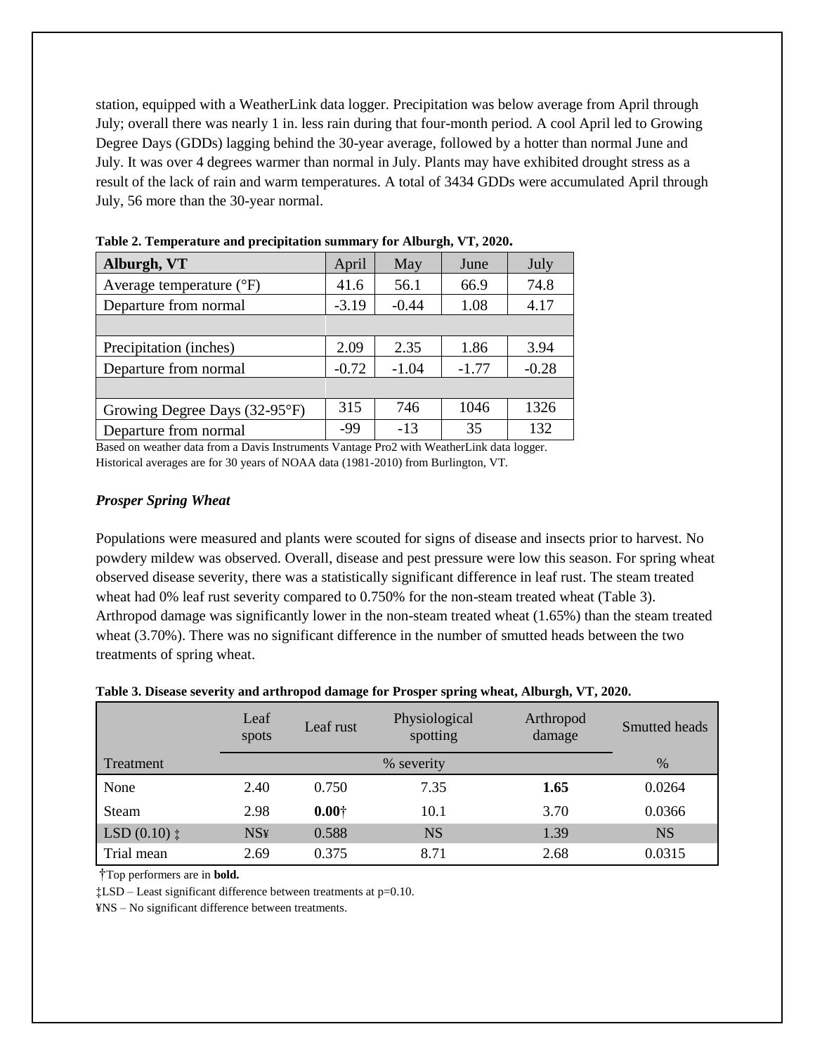station, equipped with a WeatherLink data logger. Precipitation was below average from April through July; overall there was nearly 1 in. less rain during that four-month period. A cool April led to Growing Degree Days (GDDs) lagging behind the 30-year average, followed by a hotter than normal June and July. It was over 4 degrees warmer than normal in July. Plants may have exhibited drought stress as a result of the lack of rain and warm temperatures. A total of 3434 GDDs were accumulated April through July, 56 more than the 30-year normal.

**Table 2. Temperature and precipitation summary for Alburgh, VT, 2020.**

| Alburgh, VT | April | May | June | July |
|---|---|---|---|---|
| Average temperature (°F) | 41.6 | 56.1 | 66.9 | 74.8 |
| Departure from normal | -3.19 | -0.44 | 1.08 | 4.17 |
| | | | | |
| Precipitation (inches) | 2.09 | 2.35 | 1.86 | 3.94 |
| Departure from normal | -0.72 | -1.04 | -1.77 | -0.28 |
| | | | | |
| Growing Degree Days (32-95°F) | 315 | 746 | 1046 | 1326 |
| Departure from normal | -99 | -13 | 35 | 132 |

Based on weather data from a Davis Instruments Vantage Pro2 with WeatherLink data logger.
Historical averages are for 30 years of NOAA data (1981-2010) from Burlington, VT.

### *Prosper Spring Wheat*

Populations were measured and plants were scouted for signs of disease and insects prior to harvest. No powdery mildew was observed. Overall, disease and pest pressure were low this season. For spring wheat observed disease severity, there was a statistically significant difference in leaf rust. The steam treated wheat had 0% leaf rust severity compared to 0.750% for the non-steam treated wheat (Table 3). Arthropod damage was significantly lower in the non-steam treated wheat (1.65%) than the steam treated wheat (3.70%). There was no significant difference in the number of smutted heads between the two treatments of spring wheat.

**Table 3. Disease severity and arthropod damage for Prosper spring wheat, Alburgh, VT, 2020.**

| | Leaf spots | Leaf rust | Physiological spotting | Arthropod damage | Smutted heads |
|---|---|---|---|---|---|
| Treatment | % severity | | | | % |
| None | 2.40 | 0.750 | 7.35 | **1.65** | 0.0264 |
| Steam | 2.98 | **0.00**† | 10.1 | 3.70 | 0.0366 |
| LSD (0.10) ‡ | NS¥ | 0.588 | NS | 1.39 | NS |
| Trial mean | 2.69 | 0.375 | 8.71 | 2.68 | 0.0315 |

†Top performers are in **bold.**

‡LSD – Least significant difference between treatments at p=0.10.

¥NS – No significant difference between treatments.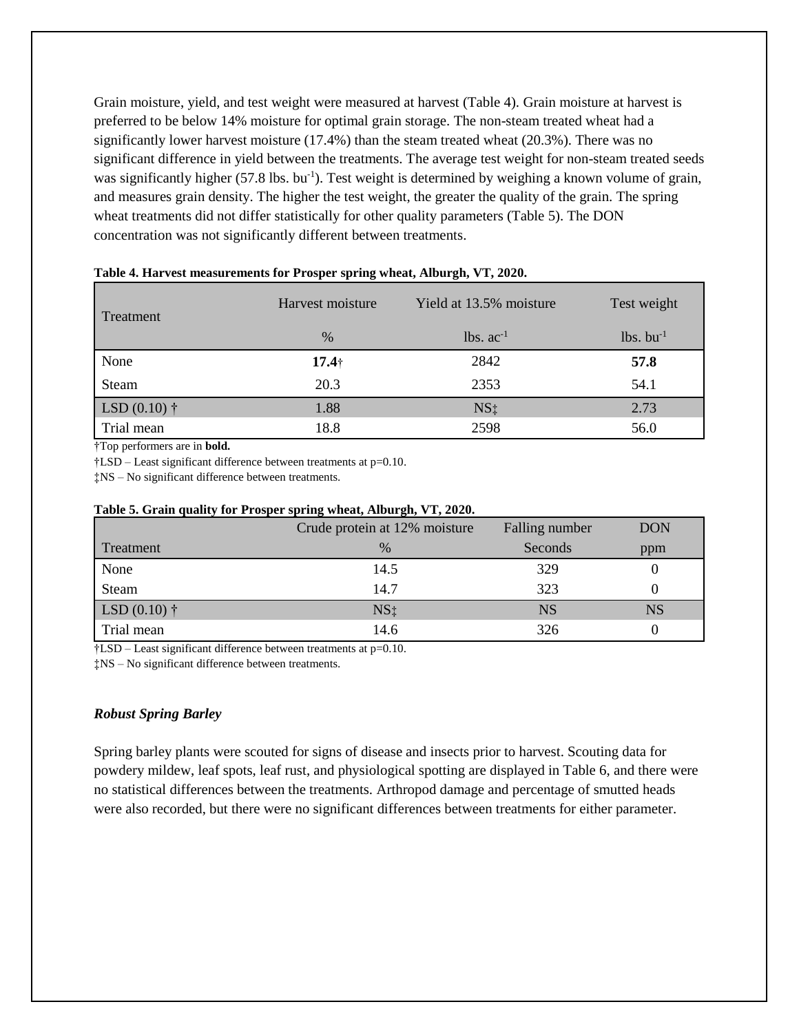Grain moisture, yield, and test weight were measured at harvest (Table 4). Grain moisture at harvest is preferred to be below 14% moisture for optimal grain storage. The non-steam treated wheat had a significantly lower harvest moisture (17.4%) than the steam treated wheat (20.3%). There was no significant difference in yield between the treatments. The average test weight for non-steam treated seeds was significantly higher (57.8 lbs. $bu^{-1}$). Test weight is determined by weighing a known volume of grain, and measures grain density. The higher the test weight, the greater the quality of the grain. The spring wheat treatments did not differ statistically for other quality parameters (Table 5). The DON concentration was not significantly different between treatments.

**Table 4. Harvest measurements for Prosper spring wheat, Alburgh, VT, 2020.**

| Treatment | Harvest moisture | Yield at 13.5% moisture | Test weight |
|---|---|---|---|
| | % | lbs. $ac^{-1}$ | lbs. $bu^{-1}$ |
| None | **17.4**† | 2842 | **57.8** |
| Steam | 20.3 | 2353 | 54.1 |
| LSD (0.10) † | 1.88 | NS‡ | 2.73 |
| Trial mean | 18.8 | 2598 | 56.0 |

†Top performers are in **bold.**

†LSD – Least significant difference between treatments at p=0.10.

‡NS – No significant difference between treatments.

**Table 5. Grain quality for Prosper spring wheat, Alburgh, VT, 2020.**

| | Crude protein at 12% moisture | Falling number | DON |
|---|---|---|---|
| Treatment | % | Seconds | ppm |
| None | 14.5 | 329 | 0 |
| Steam | 14.7 | 323 | 0 |
| LSD (0.10) † | NS‡ | NS | NS |
| Trial mean | 14.6 | 326 | 0 |

†LSD – Least significant difference between treatments at p=0.10.

‡NS – No significant difference between treatments.

***Robust Spring Barley***

Spring barley plants were scouted for signs of disease and insects prior to harvest. Scouting data for powdery mildew, leaf spots, leaf rust, and physiological spotting are displayed in Table 6, and there were no statistical differences between the treatments. Arthropod damage and percentage of smutted heads were also recorded, but there were no significant differences between treatments for either parameter.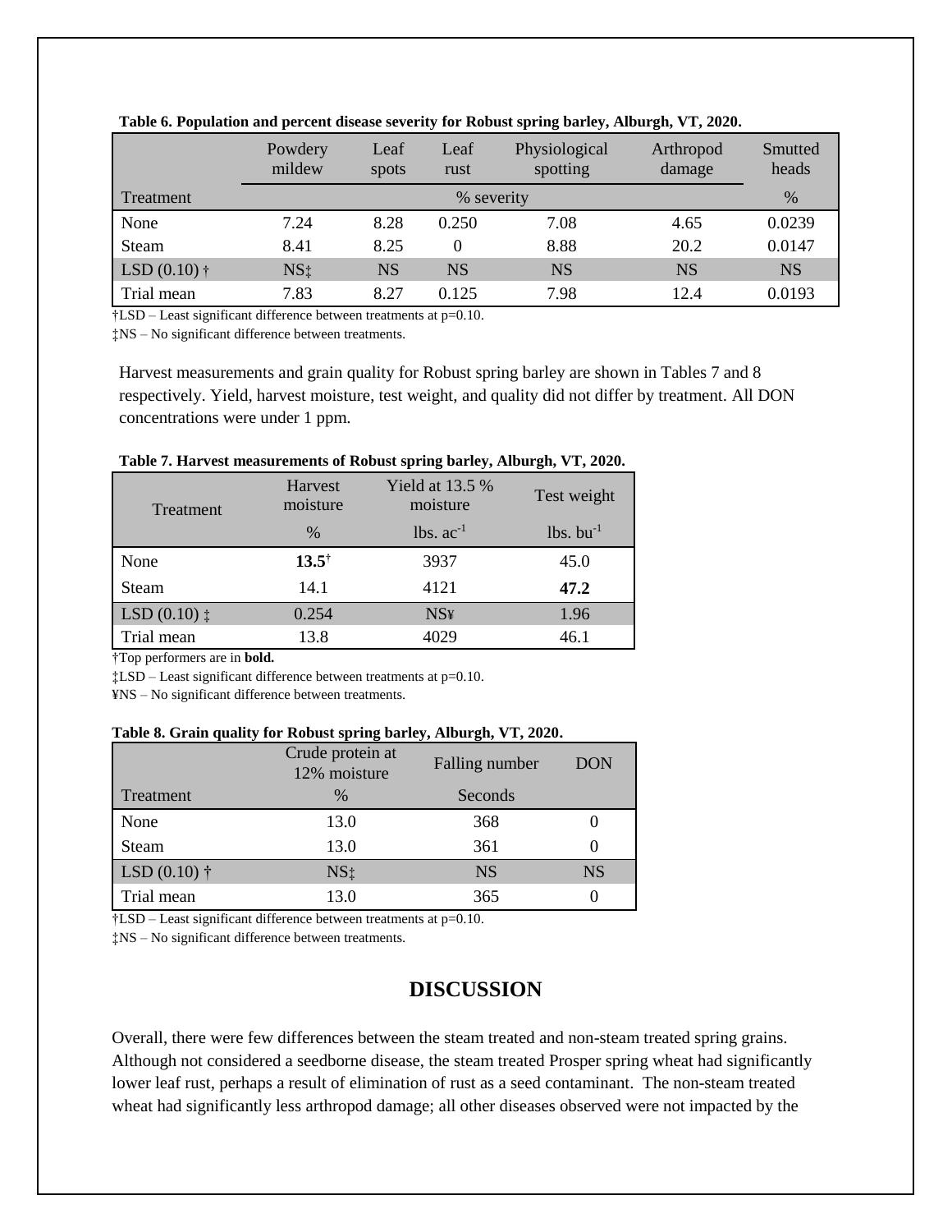**Table 6. Population and percent disease severity for Robust spring barley, Alburgh, VT, 2020.**

| Treatment | Powdery mildew | Leaf spots | Leaf rust | Physiological spotting | Arthropod damage | Smutted heads |
|---|---|---|---|---|---|---|
| | % severity | | | | | % |
| None | 7.24 | 8.28 | 0.250 | 7.08 | 4.65 | 0.0239 |
| Steam | 8.41 | 8.25 | 0 | 8.88 | 20.2 | 0.0147 |
| LSD (0.10) † | NS‡ | NS | NS | NS | NS | NS |
| Trial mean | 7.83 | 8.27 | 0.125 | 7.98 | 12.4 | 0.0193 |

†LSD – Least significant difference between treatments at p=0.10.

‡NS – No significant difference between treatments.

Harvest measurements and grain quality for Robust spring barley are shown in Tables 7 and 8 respectively. Yield, harvest moisture, test weight, and quality did not differ by treatment. All DON concentrations were under 1 ppm.

**Table 7. Harvest measurements of Robust spring barley, Alburgh, VT, 2020.**

| Treatment | Harvest moisture | Yield at 13.5 % moisture | Test weight |
|---|---|---|---|
| | % | lbs. $ac^{-1}$ | lbs. $bu^{-1}$ |
| None | **13.5**† | 3937 | 45.0 |
| Steam | 14.1 | 4121 | **47.2** |
| LSD (0.10) ‡ | 0.254 | NS¥ | 1.96 |
| Trial mean | 13.8 | 4029 | 46.1 |

†Top performers are in **bold.**

‡LSD – Least significant difference between treatments at p=0.10.

¥NS – No significant difference between treatments.

**Table 8. Grain quality for Robust spring barley, Alburgh, VT, 2020.**

| Treatment | Crude protein at 12% moisture | Falling number | DON |
|---|---|---|---|
| | % | Seconds | |
| None | 13.0 | 368 | 0 |
| Steam | 13.0 | 361 | 0 |
| LSD (0.10) † | NS‡ | NS | NS |
| Trial mean | 13.0 | 365 | 0 |

†LSD – Least significant difference between treatments at p=0.10.

‡NS – No significant difference between treatments.

## DISCUSSION

Overall, there were few differences between the steam treated and non-steam treated spring grains. Although not considered a seedborne disease, the steam treated Prosper spring wheat had significantly lower leaf rust, perhaps a result of elimination of rust as a seed contaminant. The non-steam treated wheat had significantly less arthropod damage; all other diseases observed were not impacted by the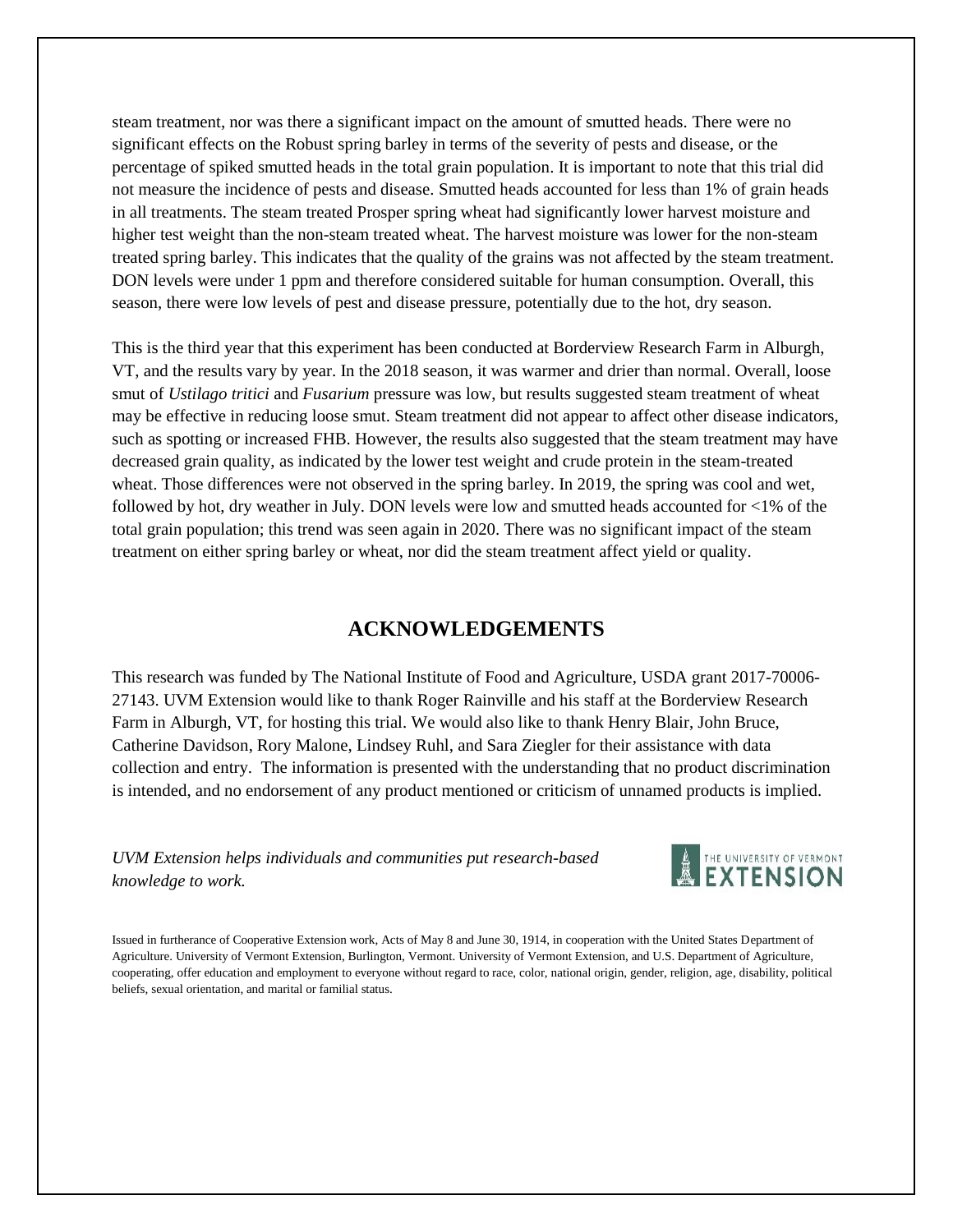steam treatment, nor was there a significant impact on the amount of smutted heads. There were no significant effects on the Robust spring barley in terms of the severity of pests and disease, or the percentage of spiked smutted heads in the total grain population. It is important to note that this trial did not measure the incidence of pests and disease. Smutted heads accounted for less than 1% of grain heads in all treatments. The steam treated Prosper spring wheat had significantly lower harvest moisture and higher test weight than the non-steam treated wheat. The harvest moisture was lower for the non-steam treated spring barley. This indicates that the quality of the grains was not affected by the steam treatment. DON levels were under 1 ppm and therefore considered suitable for human consumption. Overall, this season, there were low levels of pest and disease pressure, potentially due to the hot, dry season.

This is the third year that this experiment has been conducted at Borderview Research Farm in Alburgh, VT, and the results vary by year. In the 2018 season, it was warmer and drier than normal. Overall, loose smut of *Ustilago tritici* and *Fusarium* pressure was low, but results suggested steam treatment of wheat may be effective in reducing loose smut. Steam treatment did not appear to affect other disease indicators, such as spotting or increased FHB. However, the results also suggested that the steam treatment may have decreased grain quality, as indicated by the lower test weight and crude protein in the steam-treated wheat. Those differences were not observed in the spring barley. In 2019, the spring was cool and wet, followed by hot, dry weather in July. DON levels were low and smutted heads accounted for <1% of the total grain population; this trend was seen again in 2020. There was no significant impact of the steam treatment on either spring barley or wheat, nor did the steam treatment affect yield or quality.

## ACKNOWLEDGEMENTS

This research was funded by The National Institute of Food and Agriculture, USDA grant 2017-70006-27143. UVM Extension would like to thank Roger Rainville and his staff at the Borderview Research Farm in Alburgh, VT, for hosting this trial. We would also like to thank Henry Blair, John Bruce, Catherine Davidson, Rory Malone, Lindsey Ruhl, and Sara Ziegler for their assistance with data collection and entry. The information is presented with the understanding that no product discrimination is intended, and no endorsement of any product mentioned or criticism of unnamed products is implied.

*UVM Extension helps individuals and communities put research-based knowledge to work.*

THE UNIVERSITY OF VERMONT EXTENSION

Issued in furtherance of Cooperative Extension work, Acts of May 8 and June 30, 1914, in cooperation with the United States Department of Agriculture. University of Vermont Extension, Burlington, Vermont. University of Vermont Extension, and U.S. Department of Agriculture, cooperating, offer education and employment to everyone without regard to race, color, national origin, gender, religion, age, disability, political beliefs, sexual orientation, and marital or familial status.